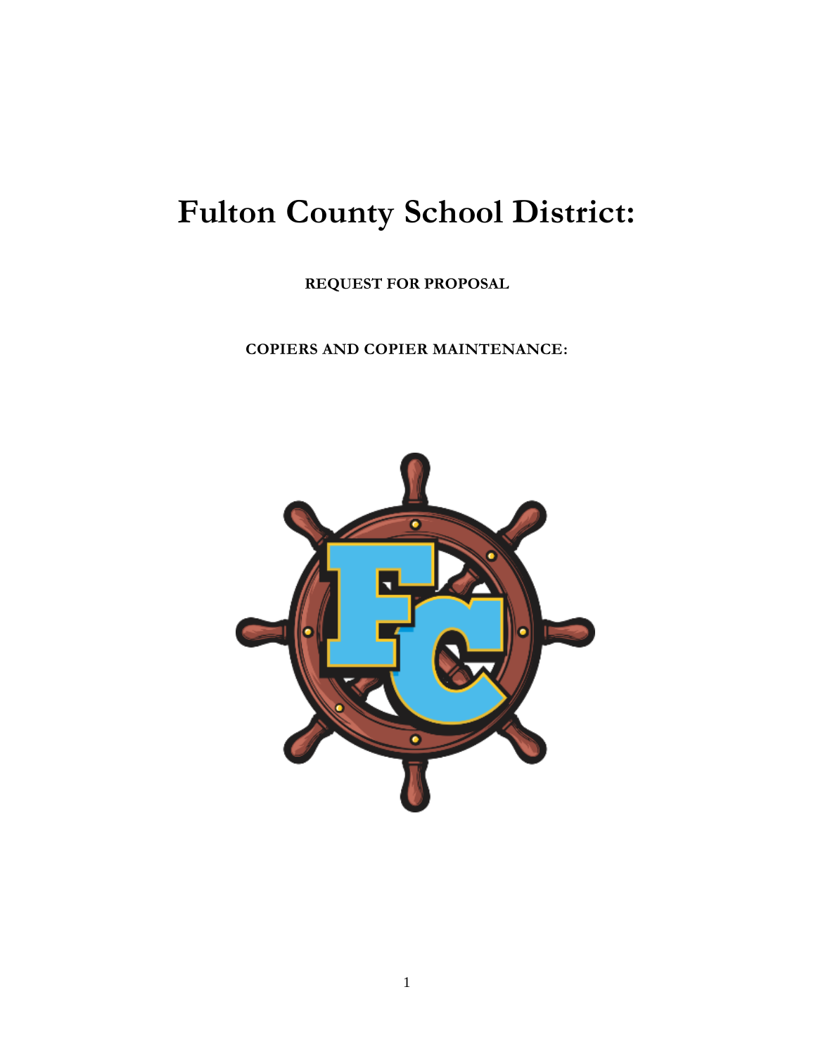# Fulton County School District:

**REQUEST FOR PROPOSAL**

**COPIERS AND COPIER MAINTENANCE:**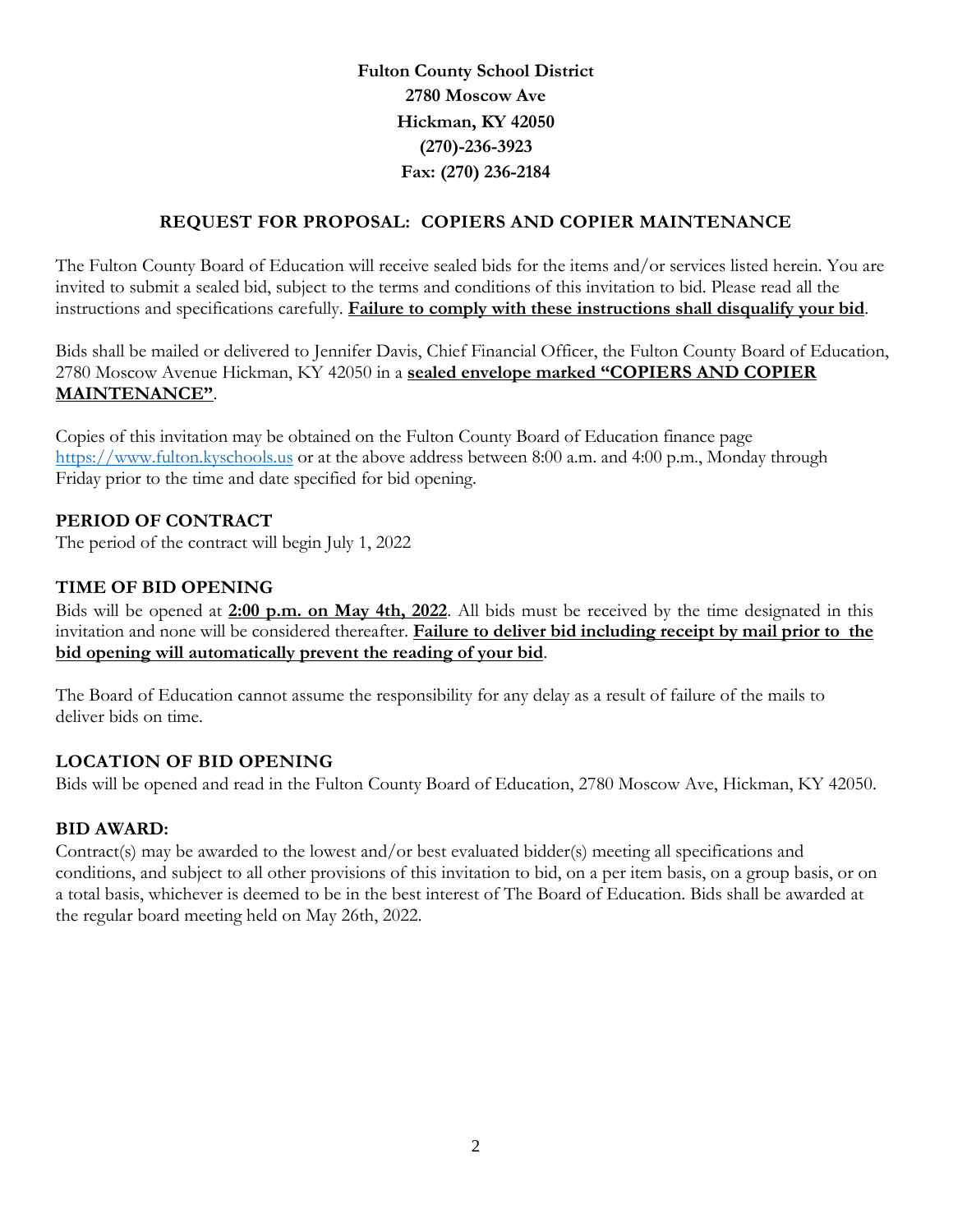**Fulton County School District**
**2780 Moscow Ave**
**Hickman, KY 42050**
**(270)-236-3923**
**Fax: (270) 236-2184**

## REQUEST FOR PROPOSAL: COPIERS AND COPIER MAINTENANCE

The Fulton County Board of Education will receive sealed bids for the items and/or services listed herein. You are invited to submit a sealed bid, subject to the terms and conditions of this invitation to bid. Please read all the instructions and specifications carefully. **Failure to comply with these instructions shall disqualify your bid**.

Bids shall be mailed or delivered to Jennifer Davis, Chief Financial Officer, the Fulton County Board of Education, 2780 Moscow Avenue Hickman, KY 42050 in a **sealed envelope marked "COPIERS AND COPIER MAINTENANCE"**.

Copies of this invitation may be obtained on the Fulton County Board of Education finance page https://www.fulton.kyschools.us or at the above address between 8:00 a.m. and 4:00 p.m., Monday through Friday prior to the time and date specified for bid opening.

### PERIOD OF CONTRACT

The period of the contract will begin July 1, 2022

### TIME OF BID OPENING

Bids will be opened at **2:00 p.m. on May 4th, 2022**. All bids must be received by the time designated in this invitation and none will be considered thereafter. **Failure to deliver bid including receipt by mail prior to the bid opening will automatically prevent the reading of your bid**.

The Board of Education cannot assume the responsibility for any delay as a result of failure of the mails to deliver bids on time.

### LOCATION OF BID OPENING

Bids will be opened and read in the Fulton County Board of Education, 2780 Moscow Ave, Hickman, KY 42050.

### BID AWARD:

Contract(s) may be awarded to the lowest and/or best evaluated bidder(s) meeting all specifications and conditions, and subject to all other provisions of this invitation to bid, on a per item basis, on a group basis, or on a total basis, whichever is deemed to be in the best interest of The Board of Education. Bids shall be awarded at the regular board meeting held on May 26th, 2022.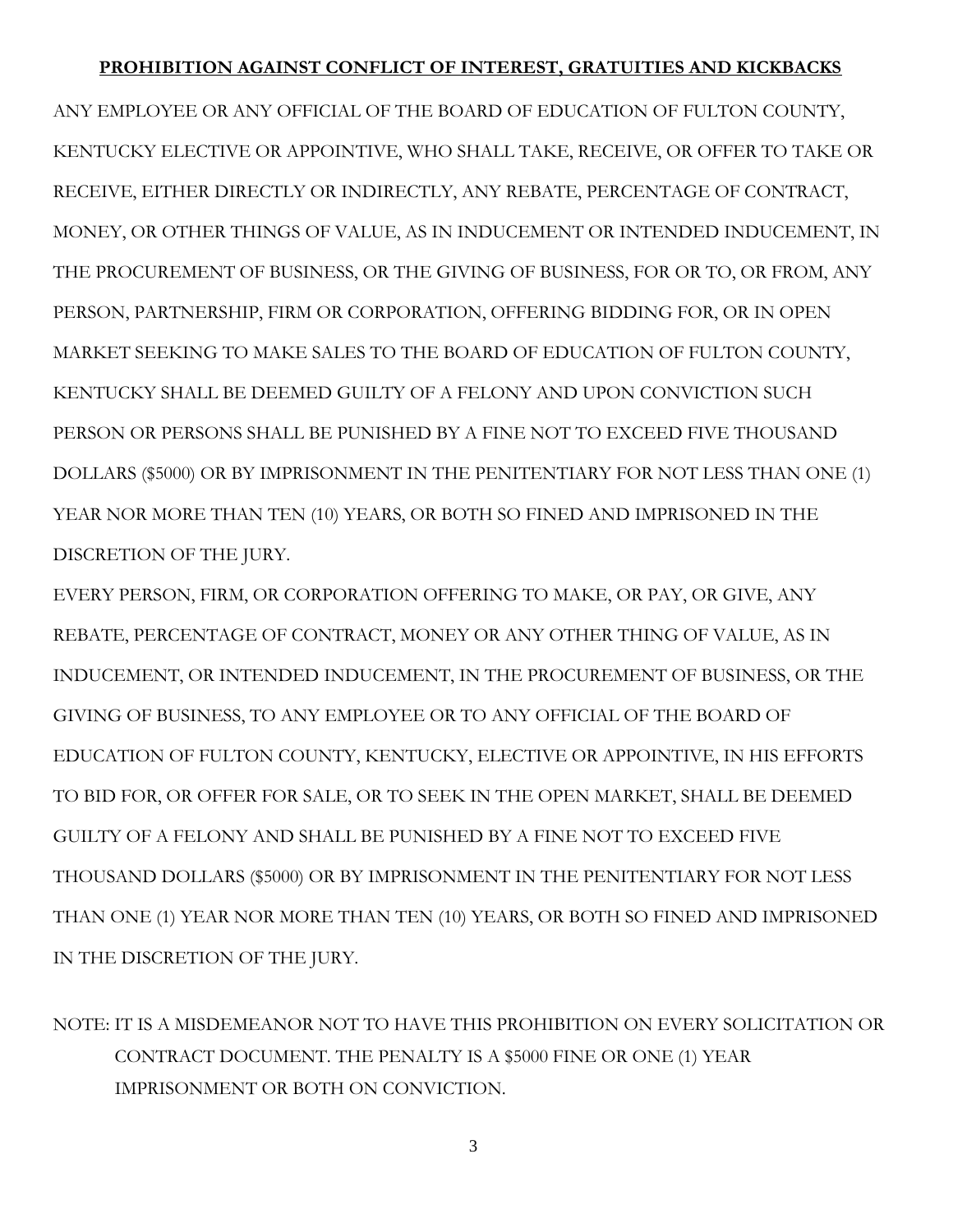**PROHIBITION AGAINST CONFLICT OF INTEREST, GRATUITIES AND KICKBACKS**

ANY EMPLOYEE OR ANY OFFICIAL OF THE BOARD OF EDUCATION OF FULTON COUNTY, KENTUCKY ELECTIVE OR APPOINTIVE, WHO SHALL TAKE, RECEIVE, OR OFFER TO TAKE OR RECEIVE, EITHER DIRECTLY OR INDIRECTLY, ANY REBATE, PERCENTAGE OF CONTRACT, MONEY, OR OTHER THINGS OF VALUE, AS IN INDUCEMENT OR INTENDED INDUCEMENT, IN THE PROCUREMENT OF BUSINESS, OR THE GIVING OF BUSINESS, FOR OR TO, OR FROM, ANY PERSON, PARTNERSHIP, FIRM OR CORPORATION, OFFERING BIDDING FOR, OR IN OPEN MARKET SEEKING TO MAKE SALES TO THE BOARD OF EDUCATION OF FULTON COUNTY, KENTUCKY SHALL BE DEEMED GUILTY OF A FELONY AND UPON CONVICTION SUCH PERSON OR PERSONS SHALL BE PUNISHED BY A FINE NOT TO EXCEED FIVE THOUSAND DOLLARS ($5000) OR BY IMPRISONMENT IN THE PENITENTIARY FOR NOT LESS THAN ONE (1) YEAR NOR MORE THAN TEN (10) YEARS, OR BOTH SO FINED AND IMPRISONED IN THE DISCRETION OF THE JURY.

EVERY PERSON, FIRM, OR CORPORATION OFFERING TO MAKE, OR PAY, OR GIVE, ANY REBATE, PERCENTAGE OF CONTRACT, MONEY OR ANY OTHER THING OF VALUE, AS IN INDUCEMENT, OR INTENDED INDUCEMENT, IN THE PROCUREMENT OF BUSINESS, OR THE GIVING OF BUSINESS, TO ANY EMPLOYEE OR TO ANY OFFICIAL OF THE BOARD OF EDUCATION OF FULTON COUNTY, KENTUCKY, ELECTIVE OR APPOINTIVE, IN HIS EFFORTS TO BID FOR, OR OFFER FOR SALE, OR TO SEEK IN THE OPEN MARKET, SHALL BE DEEMED GUILTY OF A FELONY AND SHALL BE PUNISHED BY A FINE NOT TO EXCEED FIVE THOUSAND DOLLARS ($5000) OR BY IMPRISONMENT IN THE PENITENTIARY FOR NOT LESS THAN ONE (1) YEAR NOR MORE THAN TEN (10) YEARS, OR BOTH SO FINED AND IMPRISONED IN THE DISCRETION OF THE JURY.

NOTE: IT IS A MISDEMEANOR NOT TO HAVE THIS PROHIBITION ON EVERY SOLICITATION OR CONTRACT DOCUMENT. THE PENALTY IS A $5000 FINE OR ONE (1) YEAR IMPRISONMENT OR BOTH ON CONVICTION.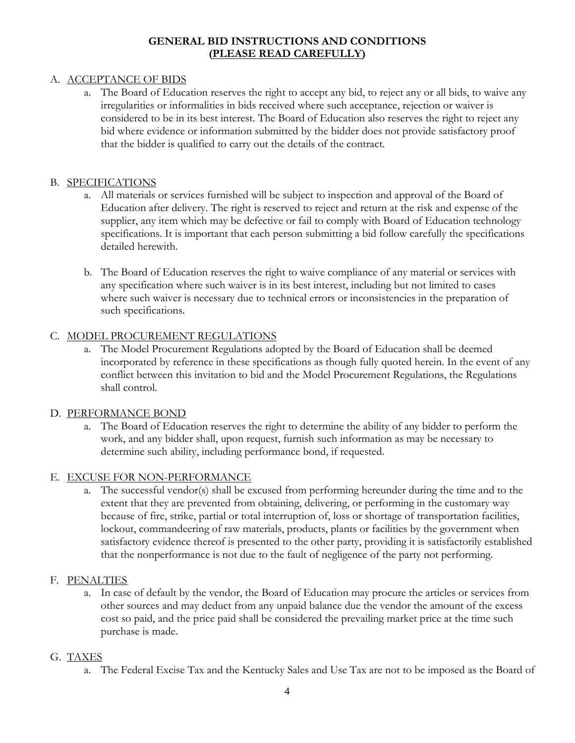# GENERAL BID INSTRUCTIONS AND CONDITIONS
# (PLEASE READ CAREFULLY)

A. ACCEPTANCE OF BIDS

a. The Board of Education reserves the right to accept any bid, to reject any or all bids, to waive any irregularities or informalities in bids received where such acceptance, rejection or waiver is considered to be in its best interest. The Board of Education also reserves the right to reject any bid where evidence or information submitted by the bidder does not provide satisfactory proof that the bidder is qualified to carry out the details of the contract.

B. SPECIFICATIONS

a. All materials or services furnished will be subject to inspection and approval of the Board of Education after delivery. The right is reserved to reject and return at the risk and expense of the supplier, any item which may be defective or fail to comply with Board of Education technology specifications. It is important that each person submitting a bid follow carefully the specifications detailed herewith.

b. The Board of Education reserves the right to waive compliance of any material or services with any specification where such waiver is in its best interest, including but not limited to cases where such waiver is necessary due to technical errors or inconsistencies in the preparation of such specifications.

C. MODEL PROCUREMENT REGULATIONS

a. The Model Procurement Regulations adopted by the Board of Education shall be deemed incorporated by reference in these specifications as though fully quoted herein. In the event of any conflict between this invitation to bid and the Model Procurement Regulations, the Regulations shall control.

D. PERFORMANCE BOND

a. The Board of Education reserves the right to determine the ability of any bidder to perform the work, and any bidder shall, upon request, furnish such information as may be necessary to determine such ability, including performance bond, if requested.

E. EXCUSE FOR NON-PERFORMANCE

a. The successful vendor(s) shall be excused from performing hereunder during the time and to the extent that they are prevented from obtaining, delivering, or performing in the customary way because of fire, strike, partial or total interruption of, loss or shortage of transportation facilities, lockout, commandeering of raw materials, products, plants or facilities by the government when satisfactory evidence thereof is presented to the other party, providing it is satisfactorily established that the nonperformance is not due to the fault of negligence of the party not performing.

F. PENALTIES

a. In case of default by the vendor, the Board of Education may procure the articles or services from other sources and may deduct from any unpaid balance due the vendor the amount of the excess cost so paid, and the price paid shall be considered the prevailing market price at the time such purchase is made.

G. TAXES

a. The Federal Excise Tax and the Kentucky Sales and Use Tax are not to be imposed as the Board of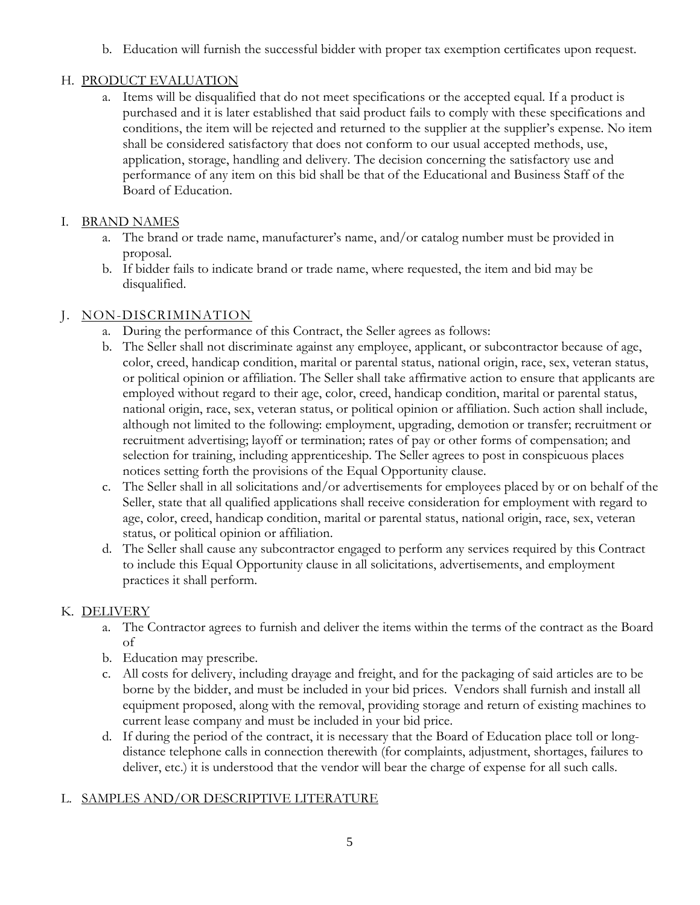b. Education will furnish the successful bidder with proper tax exemption certificates upon request.

H. <u>PRODUCT EVALUATION</u>

a. Items will be disqualified that do not meet specifications or the accepted equal. If a product is purchased and it is later established that said product fails to comply with these specifications and conditions, the item will be rejected and returned to the supplier at the supplier's expense. No item shall be considered satisfactory that does not conform to our usual accepted methods, use, application, storage, handling and delivery. The decision concerning the satisfactory use and performance of any item on this bid shall be that of the Educational and Business Staff of the Board of Education.

I. <u>BRAND NAMES</u>

a. The brand or trade name, manufacturer's name, and/or catalog number must be provided in proposal.
b. If bidder fails to indicate brand or trade name, where requested, the item and bid may be disqualified.

J. <u>NON-DISCRIMINATION</u>

a. During the performance of this Contract, the Seller agrees as follows:
b. The Seller shall not discriminate against any employee, applicant, or subcontractor because of age, color, creed, handicap condition, marital or parental status, national origin, race, sex, veteran status, or political opinion or affiliation. The Seller shall take affirmative action to ensure that applicants are employed without regard to their age, color, creed, handicap condition, marital or parental status, national origin, race, sex, veteran status, or political opinion or affiliation. Such action shall include, although not limited to the following: employment, upgrading, demotion or transfer; recruitment or recruitment advertising; layoff or termination; rates of pay or other forms of compensation; and selection for training, including apprenticeship. The Seller agrees to post in conspicuous places notices setting forth the provisions of the Equal Opportunity clause.
c. The Seller shall in all solicitations and/or advertisements for employees placed by or on behalf of the Seller, state that all qualified applications shall receive consideration for employment with regard to age, color, creed, handicap condition, marital or parental status, national origin, race, sex, veteran status, or political opinion or affiliation.
d. The Seller shall cause any subcontractor engaged to perform any services required by this Contract to include this Equal Opportunity clause in all solicitations, advertisements, and employment practices it shall perform.

K. <u>DELIVERY</u>

a. The Contractor agrees to furnish and deliver the items within the terms of the contract as the Board of
b. Education may prescribe.
c. All costs for delivery, including drayage and freight, and for the packaging of said articles are to be borne by the bidder, and must be included in your bid prices. Vendors shall furnish and install all equipment proposed, along with the removal, providing storage and return of existing machines to current lease company and must be included in your bid price.
d. If during the period of the contract, it is necessary that the Board of Education place toll or long-distance telephone calls in connection therewith (for complaints, adjustment, shortages, failures to deliver, etc.) it is understood that the vendor will bear the charge of expense for all such calls.

L. <u>SAMPLES AND/OR DESCRIPTIVE LITERATURE</u>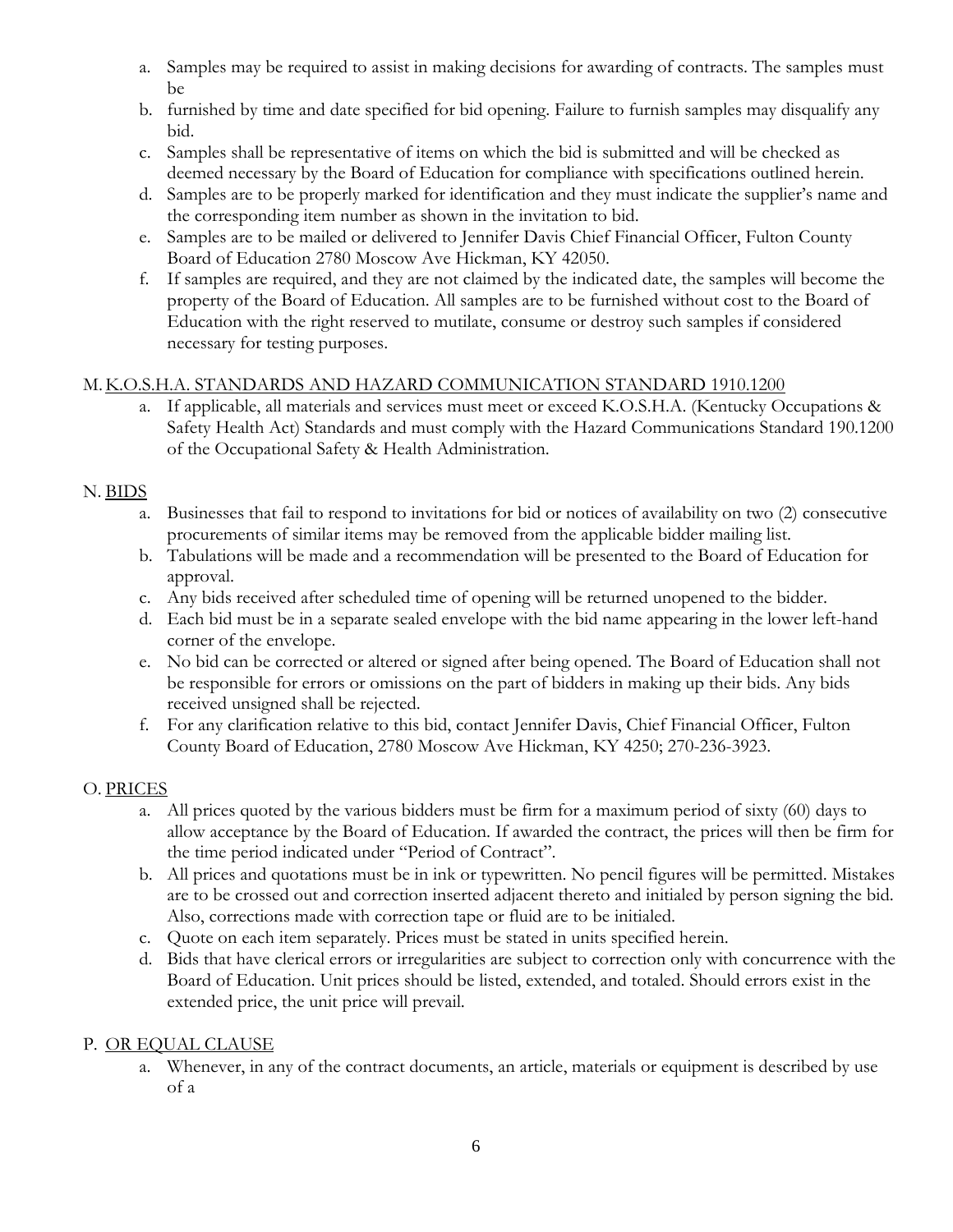a. Samples may be required to assist in making decisions for awarding of contracts. The samples must be
b. furnished by time and date specified for bid opening. Failure to furnish samples may disqualify any bid.
c. Samples shall be representative of items on which the bid is submitted and will be checked as deemed necessary by the Board of Education for compliance with specifications outlined herein.
d. Samples are to be properly marked for identification and they must indicate the supplier's name and the corresponding item number as shown in the invitation to bid.
e. Samples are to be mailed or delivered to Jennifer Davis Chief Financial Officer, Fulton County Board of Education 2780 Moscow Ave Hickman, KY 42050.
f. If samples are required, and they are not claimed by the indicated date, the samples will become the property of the Board of Education. All samples are to be furnished without cost to the Board of Education with the right reserved to mutilate, consume or destroy such samples if considered necessary for testing purposes.

M. <u>K.O.S.H.A. STANDARDS AND HAZARD COMMUNICATION STANDARD 1910.1200</u>

a. If applicable, all materials and services must meet or exceed K.O.S.H.A. (Kentucky Occupations & Safety Health Act) Standards and must comply with the Hazard Communications Standard 190.1200 of the Occupational Safety & Health Administration.

N. <u>BIDS</u>

a. Businesses that fail to respond to invitations for bid or notices of availability on two (2) consecutive procurements of similar items may be removed from the applicable bidder mailing list.
b. Tabulations will be made and a recommendation will be presented to the Board of Education for approval.
c. Any bids received after scheduled time of opening will be returned unopened to the bidder.
d. Each bid must be in a separate sealed envelope with the bid name appearing in the lower left-hand corner of the envelope.
e. No bid can be corrected or altered or signed after being opened. The Board of Education shall not be responsible for errors or omissions on the part of bidders in making up their bids. Any bids received unsigned shall be rejected.
f. For any clarification relative to this bid, contact Jennifer Davis, Chief Financial Officer, Fulton County Board of Education, 2780 Moscow Ave Hickman, KY 4250; 270-236-3923.

O. <u>PRICES</u>

a. All prices quoted by the various bidders must be firm for a maximum period of sixty (60) days to allow acceptance by the Board of Education. If awarded the contract, the prices will then be firm for the time period indicated under "Period of Contract".
b. All prices and quotations must be in ink or typewritten. No pencil figures will be permitted. Mistakes are to be crossed out and correction inserted adjacent thereto and initialed by person signing the bid. Also, corrections made with correction tape or fluid are to be initialed.
c. Quote on each item separately. Prices must be stated in units specified herein.
d. Bids that have clerical errors or irregularities are subject to correction only with concurrence with the Board of Education. Unit prices should be listed, extended, and totaled. Should errors exist in the extended price, the unit price will prevail.

P. <u>OR EQUAL CLAUSE</u>

a. Whenever, in any of the contract documents, an article, materials or equipment is described by use of a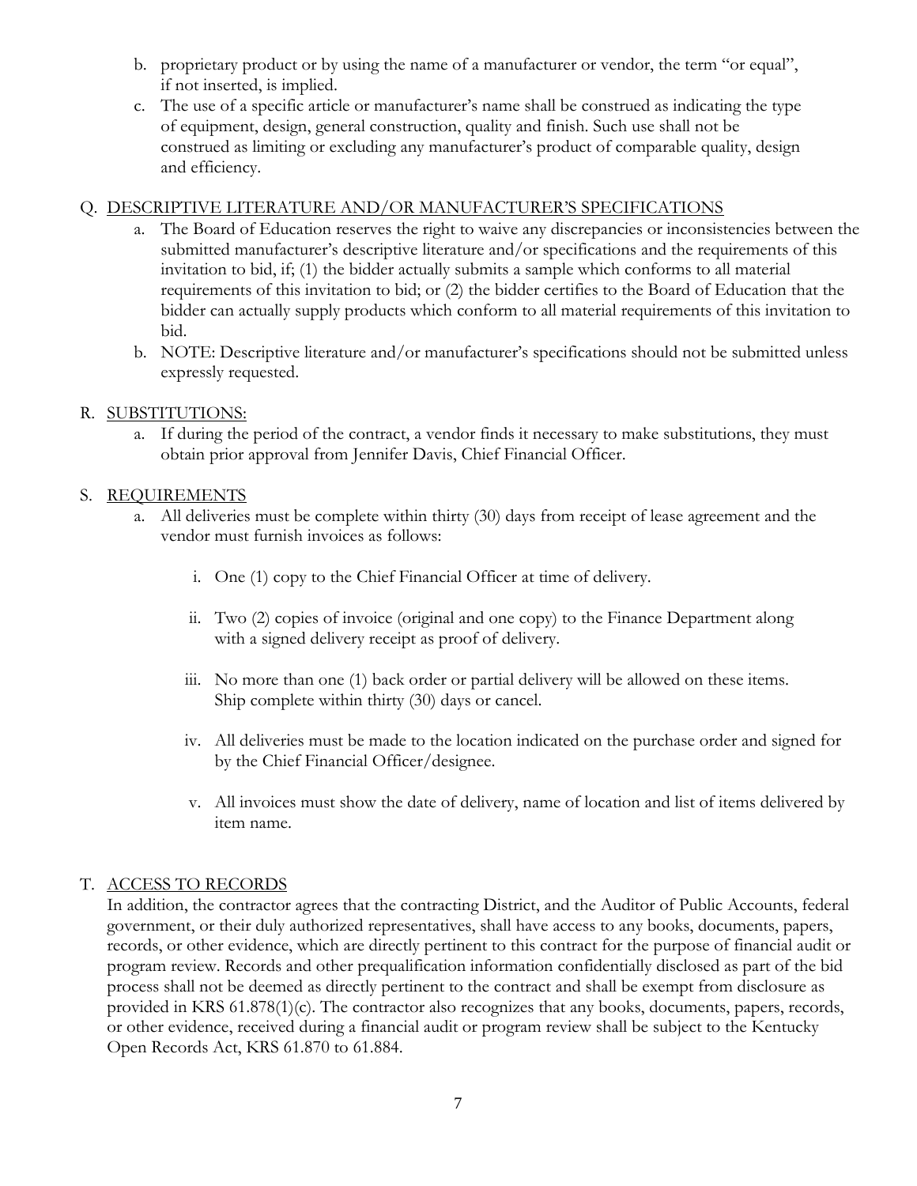b. proprietary product or by using the name of a manufacturer or vendor, the term "or equal", if not inserted, is implied.

c. The use of a specific article or manufacturer's name shall be construed as indicating the type of equipment, design, general construction, quality and finish. Such use shall not be construed as limiting or excluding any manufacturer's product of comparable quality, design and efficiency.

Q. <u>DESCRIPTIVE LITERATURE AND/OR MANUFACTURER'S SPECIFICATIONS</u>

a. The Board of Education reserves the right to waive any discrepancies or inconsistencies between the submitted manufacturer's descriptive literature and/or specifications and the requirements of this invitation to bid, if; (1) the bidder actually submits a sample which conforms to all material requirements of this invitation to bid; or (2) the bidder certifies to the Board of Education that the bidder can actually supply products which conform to all material requirements of this invitation to bid.

b. NOTE: Descriptive literature and/or manufacturer's specifications should not be submitted unless expressly requested.

R. <u>SUBSTITUTIONS:</u>

a. If during the period of the contract, a vendor finds it necessary to make substitutions, they must obtain prior approval from Jennifer Davis, Chief Financial Officer.

S. <u>REQUIREMENTS</u>

a. All deliveries must be complete within thirty (30) days from receipt of lease agreement and the vendor must furnish invoices as follows:

   i. One (1) copy to the Chief Financial Officer at time of delivery.

   ii. Two (2) copies of invoice (original and one copy) to the Finance Department along with a signed delivery receipt as proof of delivery.

   iii. No more than one (1) back order or partial delivery will be allowed on these items. Ship complete within thirty (30) days or cancel.

   iv. All deliveries must be made to the location indicated on the purchase order and signed for by the Chief Financial Officer/designee.

   v. All invoices must show the date of delivery, name of location and list of items delivered by item name.

T. <u>ACCESS TO RECORDS</u>

In addition, the contractor agrees that the contracting District, and the Auditor of Public Accounts, federal government, or their duly authorized representatives, shall have access to any books, documents, papers, records, or other evidence, which are directly pertinent to this contract for the purpose of financial audit or program review. Records and other prequalification information confidentially disclosed as part of the bid process shall not be deemed as directly pertinent to the contract and shall be exempt from disclosure as provided in KRS 61.878(1)(c). The contractor also recognizes that any books, documents, papers, records, or other evidence, received during a financial audit or program review shall be subject to the Kentucky Open Records Act, KRS 61.870 to 61.884.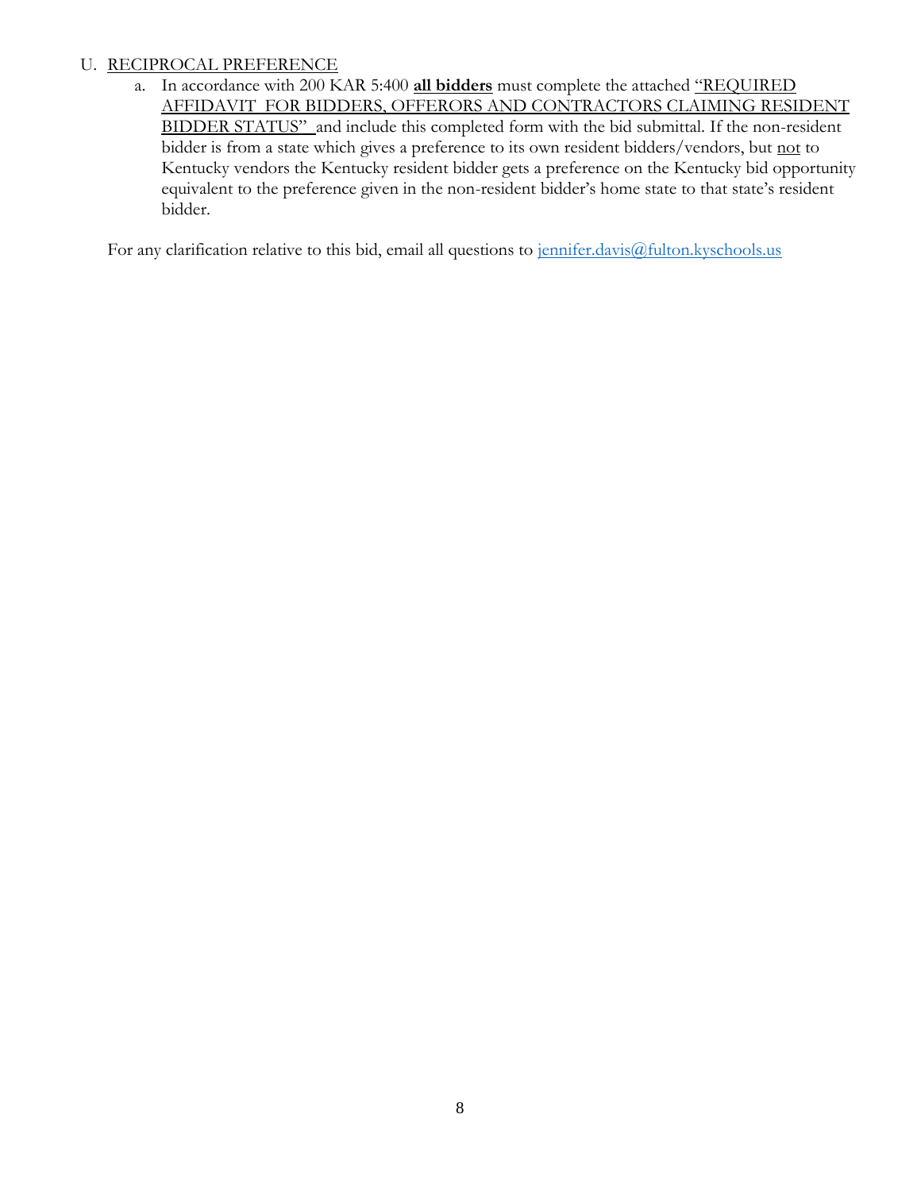U. RECIPROCAL PREFERENCE

   a. In accordance with 200 KAR 5:400 **all bidders** must complete the attached "REQUIRED AFFIDAVIT FOR BIDDERS, OFFERORS AND CONTRACTORS CLAIMING RESIDENT BIDDER STATUS" and include this completed form with the bid submittal. If the non-resident bidder is from a state which gives a preference to its own resident bidders/vendors, but not to Kentucky vendors the Kentucky resident bidder gets a preference on the Kentucky bid opportunity equivalent to the preference given in the non-resident bidder's home state to that state's resident bidder.

For any clarification relative to this bid, email all questions to jennifer.davis@fulton.kyschools.us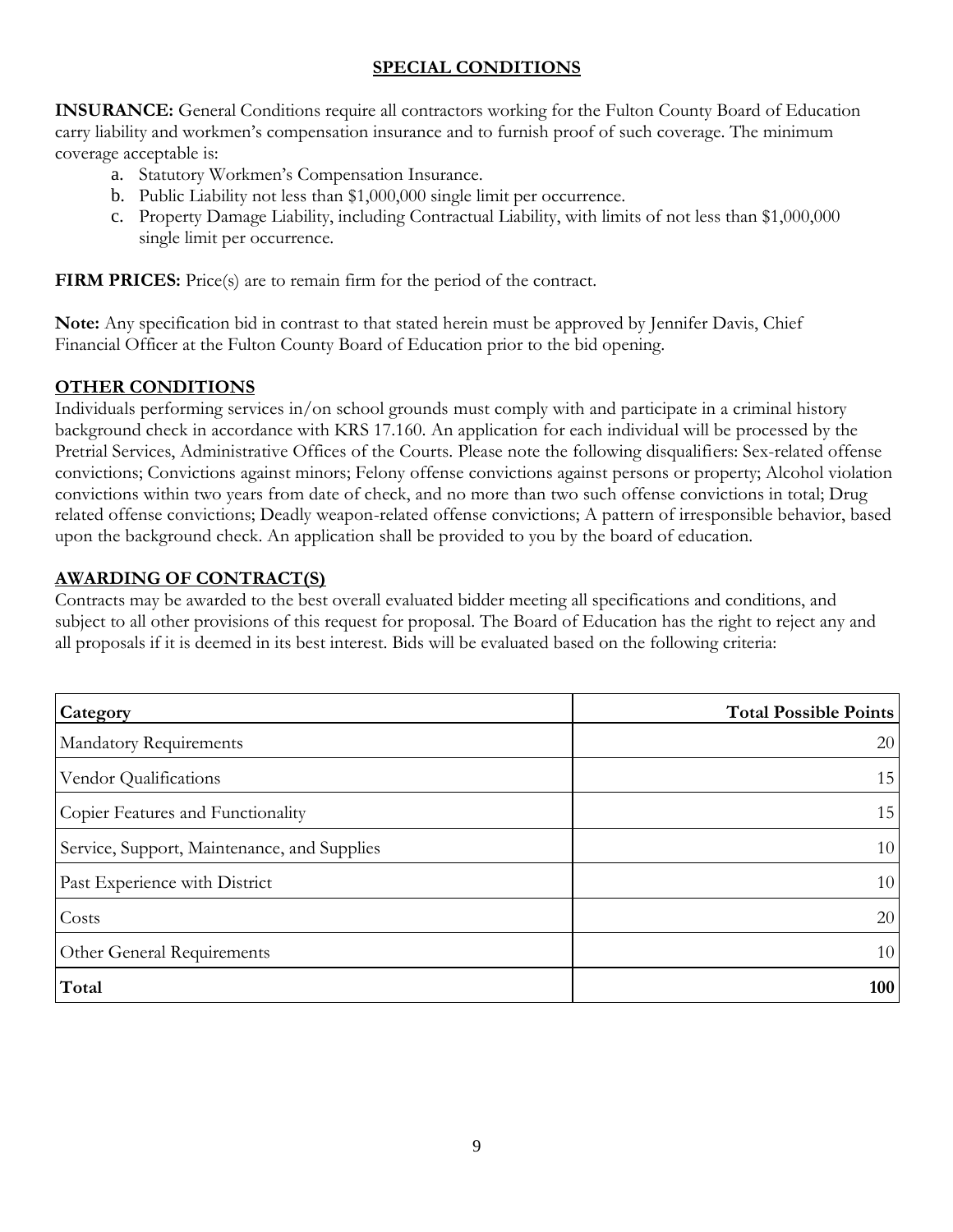## SPECIAL CONDITIONS

**INSURANCE:** General Conditions require all contractors working for the Fulton County Board of Education carry liability and workmen's compensation insurance and to furnish proof of such coverage. The minimum coverage acceptable is:

a. Statutory Workmen's Compensation Insurance.
b. Public Liability not less than $1,000,000 single limit per occurrence.
c. Property Damage Liability, including Contractual Liability, with limits of not less than $1,000,000 single limit per occurrence.

**FIRM PRICES:** Price(s) are to remain firm for the period of the contract.

**Note:** Any specification bid in contrast to that stated herein must be approved by Jennifer Davis, Chief Financial Officer at the Fulton County Board of Education prior to the bid opening.

## OTHER CONDITIONS

Individuals performing services in/on school grounds must comply with and participate in a criminal history background check in accordance with KRS 17.160. An application for each individual will be processed by the Pretrial Services, Administrative Offices of the Courts. Please note the following disqualifiers: Sex-related offense convictions; Convictions against minors; Felony offense convictions against persons or property; Alcohol violation convictions within two years from date of check, and no more than two such offense convictions in total; Drug related offense convictions; Deadly weapon-related offense convictions; A pattern of irresponsible behavior, based upon the background check. An application shall be provided to you by the board of education.

## AWARDING OF CONTRACT(S)

Contracts may be awarded to the best overall evaluated bidder meeting all specifications and conditions, and subject to all other provisions of this request for proposal. The Board of Education has the right to reject any and all proposals if it is deemed in its best interest. Bids will be evaluated based on the following criteria:

| Category | Total Possible Points |
|---|---:|
| Mandatory Requirements | 20 |
| Vendor Qualifications | 15 |
| Copier Features and Functionality | 15 |
| Service, Support, Maintenance, and Supplies | 10 |
| Past Experience with District | 10 |
| Costs | 20 |
| Other General Requirements | 10 |
| **Total** | **100** |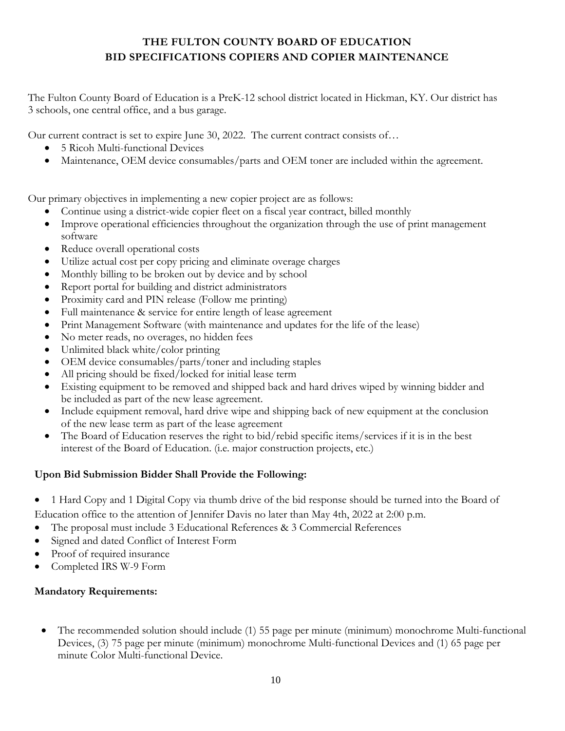# THE FULTON COUNTY BOARD OF EDUCATION
## BID SPECIFICATIONS COPIERS AND COPIER MAINTENANCE

The Fulton County Board of Education is a PreK-12 school district located in Hickman, KY. Our district has 3 schools, one central office, and a bus garage.

Our current contract is set to expire June 30, 2022. The current contract consists of…

- 5 Ricoh Multi-functional Devices
- Maintenance, OEM device consumables/parts and OEM toner are included within the agreement.

Our primary objectives in implementing a new copier project are as follows:

- Continue using a district-wide copier fleet on a fiscal year contract, billed monthly
- Improve operational efficiencies throughout the organization through the use of print management software
- Reduce overall operational costs
- Utilize actual cost per copy pricing and eliminate overage charges
- Monthly billing to be broken out by device and by school
- Report portal for building and district administrators
- Proximity card and PIN release (Follow me printing)
- Full maintenance & service for entire length of lease agreement
- Print Management Software (with maintenance and updates for the life of the lease)
- No meter reads, no overages, no hidden fees
- Unlimited black white/color printing
- OEM device consumables/parts/toner and including staples
- All pricing should be fixed/locked for initial lease term
- Existing equipment to be removed and shipped back and hard drives wiped by winning bidder and be included as part of the new lease agreement.
- Include equipment removal, hard drive wipe and shipping back of new equipment at the conclusion of the new lease term as part of the lease agreement
- The Board of Education reserves the right to bid/rebid specific items/services if it is in the best interest of the Board of Education. (i.e. major construction projects, etc.)

**Upon Bid Submission Bidder Shall Provide the Following:**

- 1 Hard Copy and 1 Digital Copy via thumb drive of the bid response should be turned into the Board of Education office to the attention of Jennifer Davis no later than May 4th, 2022 at 2:00 p.m.
- The proposal must include 3 Educational References & 3 Commercial References
- Signed and dated Conflict of Interest Form
- Proof of required insurance
- Completed IRS W-9 Form

**Mandatory Requirements:**

- The recommended solution should include (1) 55 page per minute (minimum) monochrome Multi-functional Devices, (3) 75 page per minute (minimum) monochrome Multi-functional Devices and (1) 65 page per minute Color Multi-functional Device.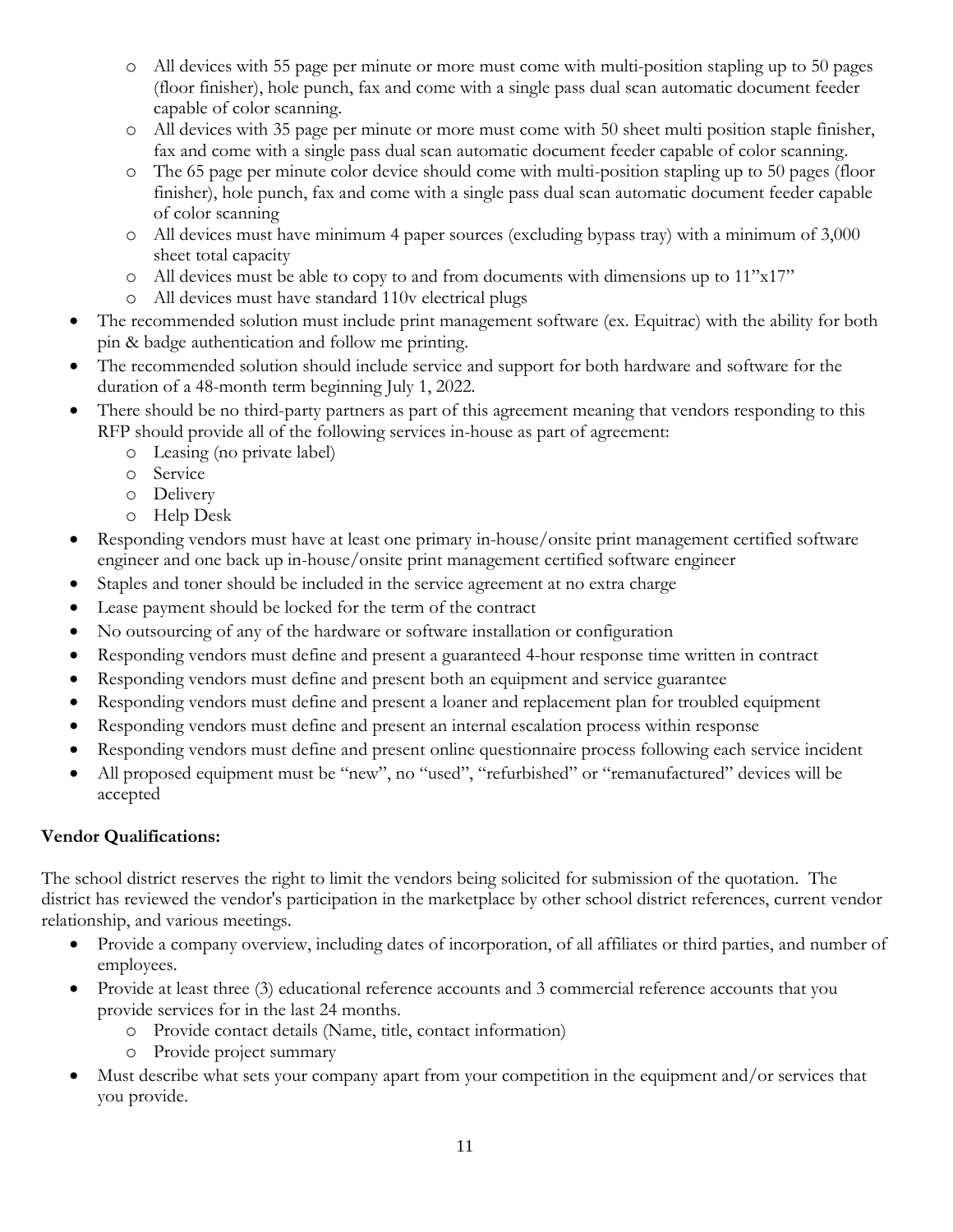- All devices with 55 page per minute or more must come with multi-position stapling up to 50 pages (floor finisher), hole punch, fax and come with a single pass dual scan automatic document feeder capable of color scanning.
  - All devices with 35 page per minute or more must come with 50 sheet multi position staple finisher, fax and come with a single pass dual scan automatic document feeder capable of color scanning.
  - The 65 page per minute color device should come with multi-position stapling up to 50 pages (floor finisher), hole punch, fax and come with a single pass dual scan automatic document feeder capable of color scanning
  - All devices must have minimum 4 paper sources (excluding bypass tray) with a minimum of 3,000 sheet total capacity
  - All devices must be able to copy to and from documents with dimensions up to 11"x17"
  - All devices must have standard 110v electrical plugs
- The recommended solution must include print management software (ex. Equitrac) with the ability for both pin & badge authentication and follow me printing.
- The recommended solution should include service and support for both hardware and software for the duration of a 48-month term beginning July 1, 2022.
- There should be no third-party partners as part of this agreement meaning that vendors responding to this RFP should provide all of the following services in-house as part of agreement:
  - Leasing (no private label)
  - Service
  - Delivery
  - Help Desk
- Responding vendors must have at least one primary in-house/onsite print management certified software engineer and one back up in-house/onsite print management certified software engineer
- Staples and toner should be included in the service agreement at no extra charge
- Lease payment should be locked for the term of the contract
- No outsourcing of any of the hardware or software installation or configuration
- Responding vendors must define and present a guaranteed 4-hour response time written in contract
- Responding vendors must define and present both an equipment and service guarantee
- Responding vendors must define and present a loaner and replacement plan for troubled equipment
- Responding vendors must define and present an internal escalation process within response
- Responding vendors must define and present online questionnaire process following each service incident
- All proposed equipment must be "new", no "used", "refurbished" or "remanufactured" devices will be accepted

**Vendor Qualifications:**

The school district reserves the right to limit the vendors being solicited for submission of the quotation. The district has reviewed the vendor's participation in the marketplace by other school district references, current vendor relationship, and various meetings.

- Provide a company overview, including dates of incorporation, of all affiliates or third parties, and number of employees.
- Provide at least three (3) educational reference accounts and 3 commercial reference accounts that you provide services for in the last 24 months.
  - Provide contact details (Name, title, contact information)
  - Provide project summary
- Must describe what sets your company apart from your competition in the equipment and/or services that you provide.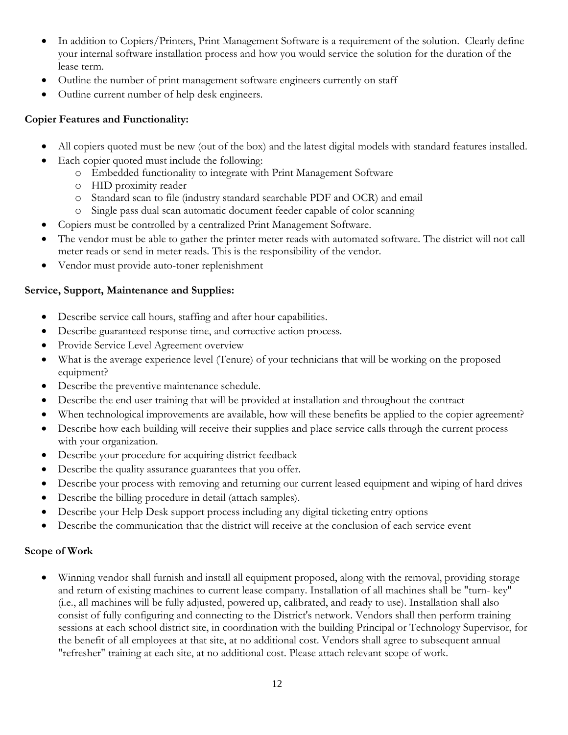- In addition to Copiers/Printers, Print Management Software is a requirement of the solution. Clearly define your internal software installation process and how you would service the solution for the duration of the lease term.
- Outline the number of print management software engineers currently on staff
- Outline current number of help desk engineers.

**Copier Features and Functionality:**

- All copiers quoted must be new (out of the box) and the latest digital models with standard features installed.
- Each copier quoted must include the following:
  - Embedded functionality to integrate with Print Management Software
  - HID proximity reader
  - Standard scan to file (industry standard searchable PDF and OCR) and email
  - Single pass dual scan automatic document feeder capable of color scanning
- Copiers must be controlled by a centralized Print Management Software.
- The vendor must be able to gather the printer meter reads with automated software. The district will not call meter reads or send in meter reads. This is the responsibility of the vendor.
- Vendor must provide auto-toner replenishment

**Service, Support, Maintenance and Supplies:**

- Describe service call hours, staffing and after hour capabilities.
- Describe guaranteed response time, and corrective action process.
- Provide Service Level Agreement overview
- What is the average experience level (Tenure) of your technicians that will be working on the proposed equipment?
- Describe the preventive maintenance schedule.
- Describe the end user training that will be provided at installation and throughout the contract
- When technological improvements are available, how will these benefits be applied to the copier agreement?
- Describe how each building will receive their supplies and place service calls through the current process with your organization.
- Describe your procedure for acquiring district feedback
- Describe the quality assurance guarantees that you offer.
- Describe your process with removing and returning our current leased equipment and wiping of hard drives
- Describe the billing procedure in detail (attach samples).
- Describe your Help Desk support process including any digital ticketing entry options
- Describe the communication that the district will receive at the conclusion of each service event

**Scope of Work**

- Winning vendor shall furnish and install all equipment proposed, along with the removal, providing storage and return of existing machines to current lease company. Installation of all machines shall be "turn- key" (i.e., all machines will be fully adjusted, powered up, calibrated, and ready to use). Installation shall also consist of fully configuring and connecting to the District's network. Vendors shall then perform training sessions at each school district site, in coordination with the building Principal or Technology Supervisor, for the benefit of all employees at that site, at no additional cost. Vendors shall agree to subsequent annual "refresher" training at each site, at no additional cost. Please attach relevant scope of work.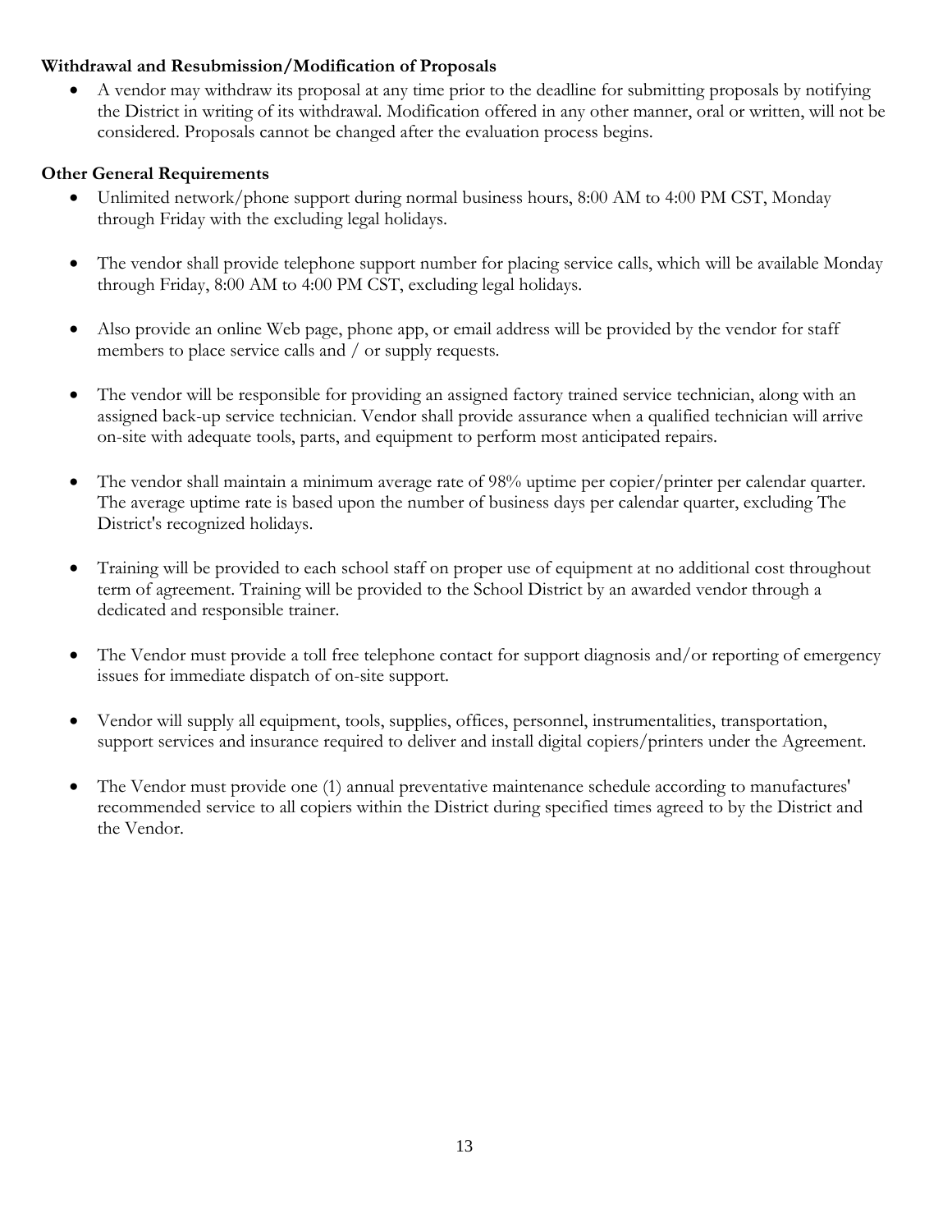**Withdrawal and Resubmission/Modification of Proposals**

- A vendor may withdraw its proposal at any time prior to the deadline for submitting proposals by notifying the District in writing of its withdrawal. Modification offered in any other manner, oral or written, will not be considered. Proposals cannot be changed after the evaluation process begins.

**Other General Requirements**

- Unlimited network/phone support during normal business hours, 8:00 AM to 4:00 PM CST, Monday through Friday with the excluding legal holidays.

- The vendor shall provide telephone support number for placing service calls, which will be available Monday through Friday, 8:00 AM to 4:00 PM CST, excluding legal holidays.

- Also provide an online Web page, phone app, or email address will be provided by the vendor for staff members to place service calls and / or supply requests.

- The vendor will be responsible for providing an assigned factory trained service technician, along with an assigned back-up service technician. Vendor shall provide assurance when a qualified technician will arrive on-site with adequate tools, parts, and equipment to perform most anticipated repairs.

- The vendor shall maintain a minimum average rate of 98% uptime per copier/printer per calendar quarter. The average uptime rate is based upon the number of business days per calendar quarter, excluding The District's recognized holidays.

- Training will be provided to each school staff on proper use of equipment at no additional cost throughout term of agreement. Training will be provided to the School District by an awarded vendor through a dedicated and responsible trainer.

- The Vendor must provide a toll free telephone contact for support diagnosis and/or reporting of emergency issues for immediate dispatch of on-site support.

- Vendor will supply all equipment, tools, supplies, offices, personnel, instrumentalities, transportation, support services and insurance required to deliver and install digital copiers/printers under the Agreement.

- The Vendor must provide one (1) annual preventative maintenance schedule according to manufactures' recommended service to all copiers within the District during specified times agreed to by the District and the Vendor.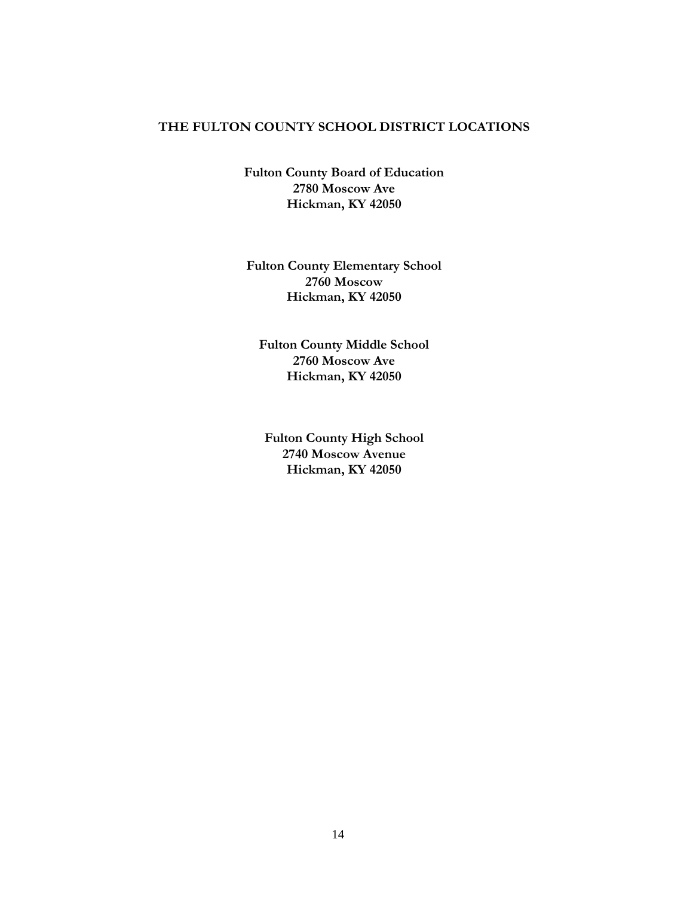# THE FULTON COUNTY SCHOOL DISTRICT LOCATIONS

**Fulton County Board of Education**
**2780 Moscow Ave**
**Hickman, KY 42050**

**Fulton County Elementary School**
**2760 Moscow**
**Hickman, KY 42050**

**Fulton County Middle School**
**2760 Moscow Ave**
**Hickman, KY 42050**

**Fulton County High School**
**2740 Moscow Avenue**
**Hickman, KY 42050**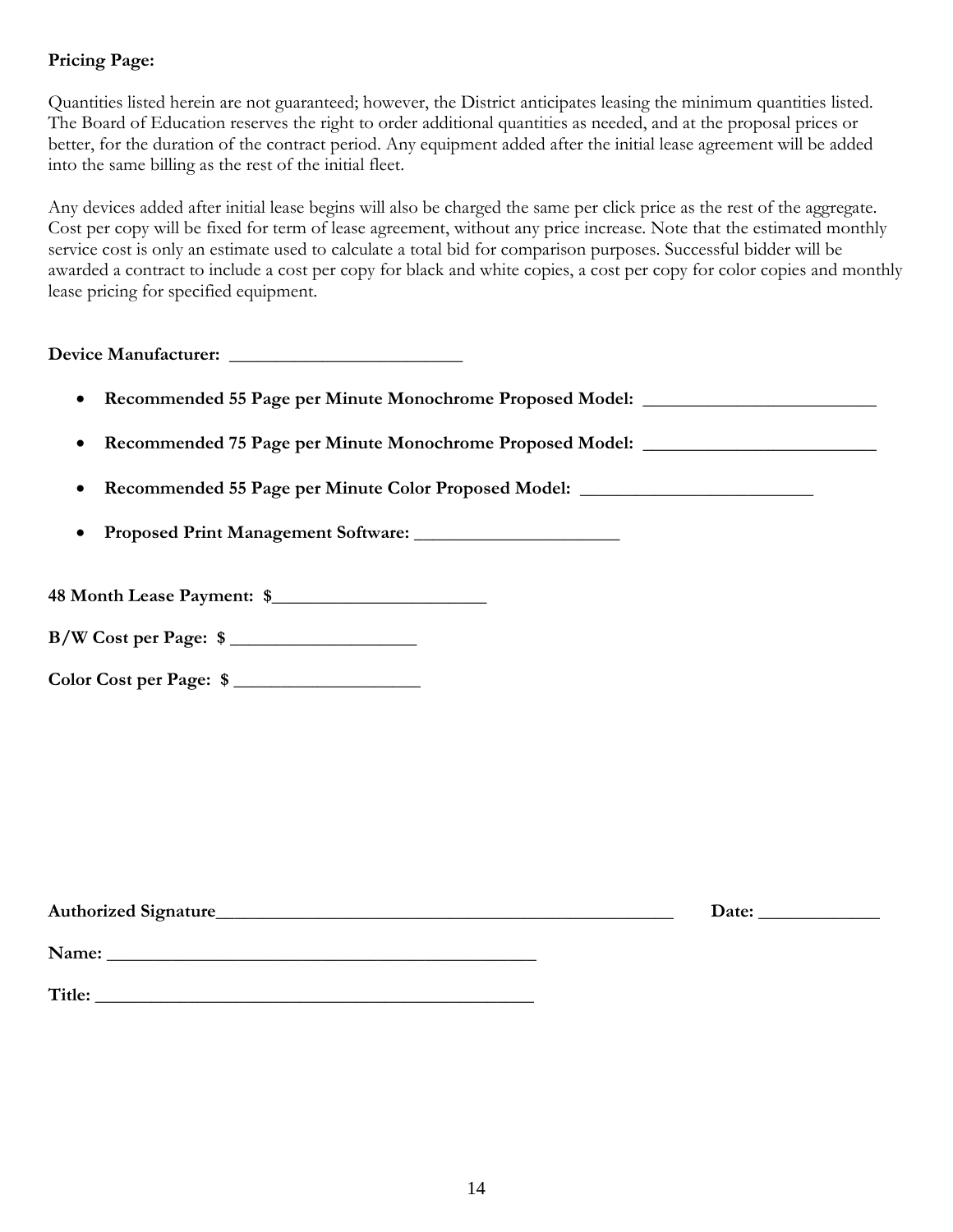**Pricing Page:**

Quantities listed herein are not guaranteed; however, the District anticipates leasing the minimum quantities listed. The Board of Education reserves the right to order additional quantities as needed, and at the proposal prices or better, for the duration of the contract period. Any equipment added after the initial lease agreement will be added into the same billing as the rest of the initial fleet.

Any devices added after initial lease begins will also be charged the same per click price as the rest of the aggregate. Cost per copy will be fixed for term of lease agreement, without any price increase. Note that the estimated monthly service cost is only an estimate used to calculate a total bid for comparison purposes. Successful bidder will be awarded a contract to include a cost per copy for black and white copies, a cost per copy for color copies and monthly lease pricing for specified equipment.

**Device Manufacturer: _________________________**

- **Recommended 55 Page per Minute Monochrome Proposed Model: _________________________**
- **Recommended 75 Page per Minute Monochrome Proposed Model: _________________________**
- **Recommended 55 Page per Minute Color Proposed Model: _________________________**
- **Proposed Print Management Software: ______________________**

**48 Month Lease Payment: $______________________**

**B/W Cost per Page: $ ___________________**

**Color Cost per Page: $ ___________________**

**Authorized Signature__________________________________________________ Date: ____________**

**Name: ______________________________________________**

**Title: _______________________________________________**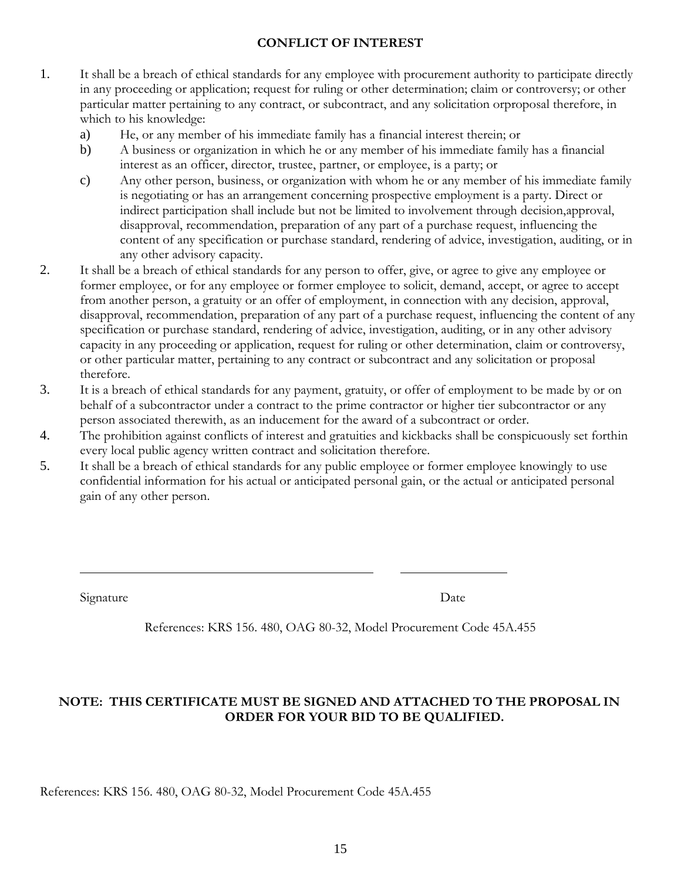## CONFLICT OF INTEREST

1. It shall be a breach of ethical standards for any employee with procurement authority to participate directly in any proceeding or application; request for ruling or other determination; claim or controversy; or other particular matter pertaining to any contract, or subcontract, and any solicitation orproposal therefore, in which to his knowledge:
   a) He, or any member of his immediate family has a financial interest therein; or
   b) A business or organization in which he or any member of his immediate family has a financial interest as an officer, director, trustee, partner, or employee, is a party; or
   c) Any other person, business, or organization with whom he or any member of his immediate family is negotiating or has an arrangement concerning prospective employment is a party. Direct or indirect participation shall include but not be limited to involvement through decision,approval, disapproval, recommendation, preparation of any part of a purchase request, influencing the content of any specification or purchase standard, rendering of advice, investigation, auditing, or in any other advisory capacity.
2. It shall be a breach of ethical standards for any person to offer, give, or agree to give any employee or former employee, or for any employee or former employee to solicit, demand, accept, or agree to accept from another person, a gratuity or an offer of employment, in connection with any decision, approval, disapproval, recommendation, preparation of any part of a purchase request, influencing the content of any specification or purchase standard, rendering of advice, investigation, auditing, or in any other advisory capacity in any proceeding or application, request for ruling or other determination, claim or controversy, or other particular matter, pertaining to any contract or subcontract and any solicitation or proposal therefore.
3. It is a breach of ethical standards for any payment, gratuity, or offer of employment to be made by or on behalf of a subcontractor under a contract to the prime contractor or higher tier subcontractor or any person associated therewith, as an inducement for the award of a subcontract or order.
4. The prohibition against conflicts of interest and gratuities and kickbacks shall be conspicuously set forthin every local public agency written contract and solicitation therefore.
5. It shall be a breach of ethical standards for any public employee or former employee knowingly to use confidential information for his actual or anticipated personal gain, or the actual or anticipated personal gain of any other person.

_____________________________________________ ________________

Signature Date

References: KRS 156. 480, OAG 80-32, Model Procurement Code 45A.455

**NOTE: THIS CERTIFICATE MUST BE SIGNED AND ATTACHED TO THE PROPOSAL IN ORDER FOR YOUR BID TO BE QUALIFIED.**

References: KRS 156. 480, OAG 80-32, Model Procurement Code 45A.455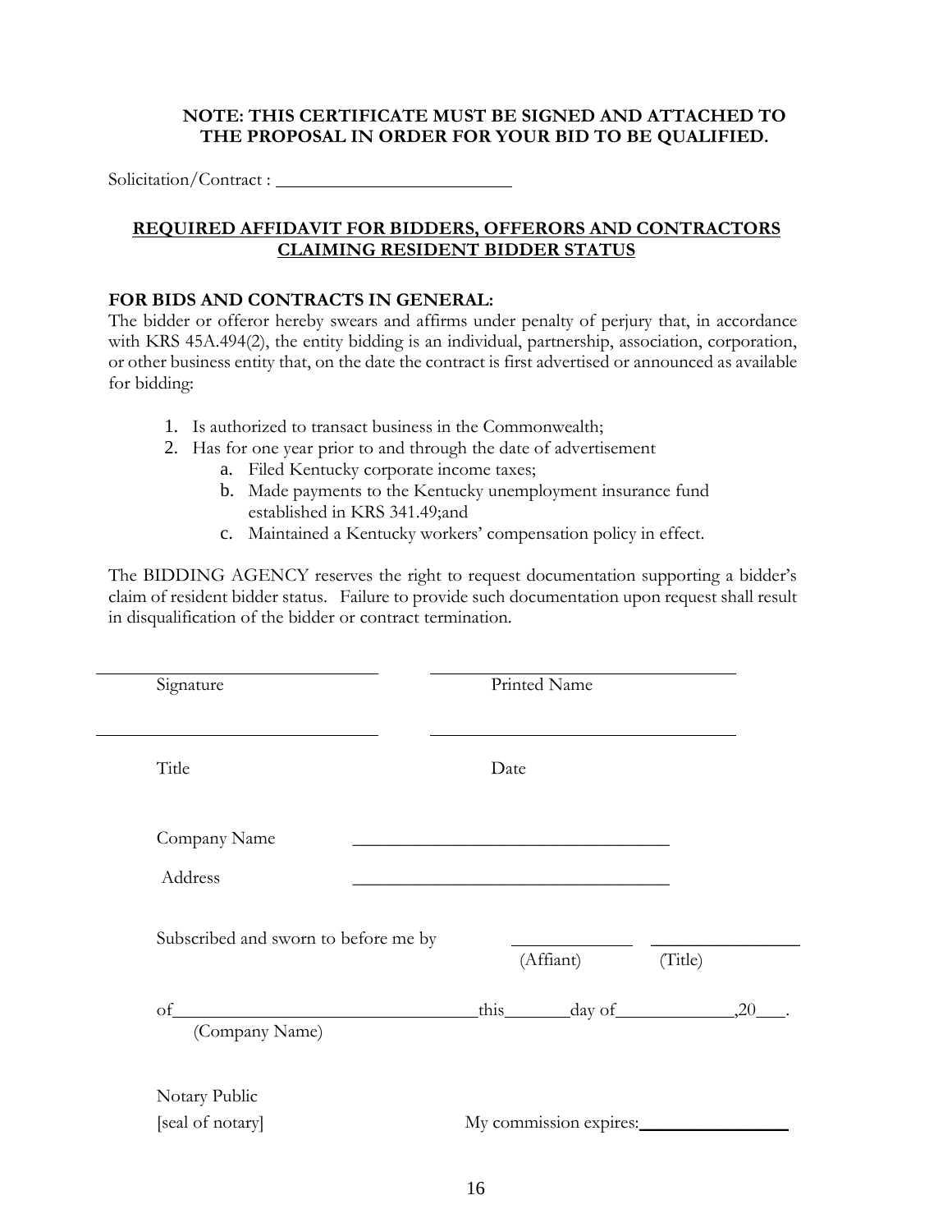**NOTE: THIS CERTIFICATE MUST BE SIGNED AND ATTACHED TO THE PROPOSAL IN ORDER FOR YOUR BID TO BE QUALIFIED.**

Solicitation/Contract : ___________________________

## REQUIRED AFFIDAVIT FOR BIDDERS, OFFERORS AND CONTRACTORS CLAIMING RESIDENT BIDDER STATUS

**FOR BIDS AND CONTRACTS IN GENERAL:**

The bidder or offeror hereby swears and affirms under penalty of perjury that, in accordance with KRS 45A.494(2), the entity bidding is an individual, partnership, association, corporation, or other business entity that, on the date the contract is first advertised or announced as available for bidding:

1. Is authorized to transact business in the Commonwealth;
2. Has for one year prior to and through the date of advertisement
   a. Filed Kentucky corporate income taxes;
   b. Made payments to the Kentucky unemployment insurance fund established in KRS 341.49;and
   c. Maintained a Kentucky workers' compensation policy in effect.

The BIDDING AGENCY reserves the right to request documentation supporting a bidder's claim of resident bidder status. Failure to provide such documentation upon request shall result in disqualification of the bidder or contract termination.

______________________________ ______________________________

Signature Printed Name

______________________________ ______________________________

Title Date

Company Name ______________________________

Address ______________________________

Subscribed and sworn to before me by ______________ ______________

(Affiant) (Title)

of______________________________this_______day of_____________,20___.

(Company Name)

Notary Public

[seal of notary] My commission expires:________________